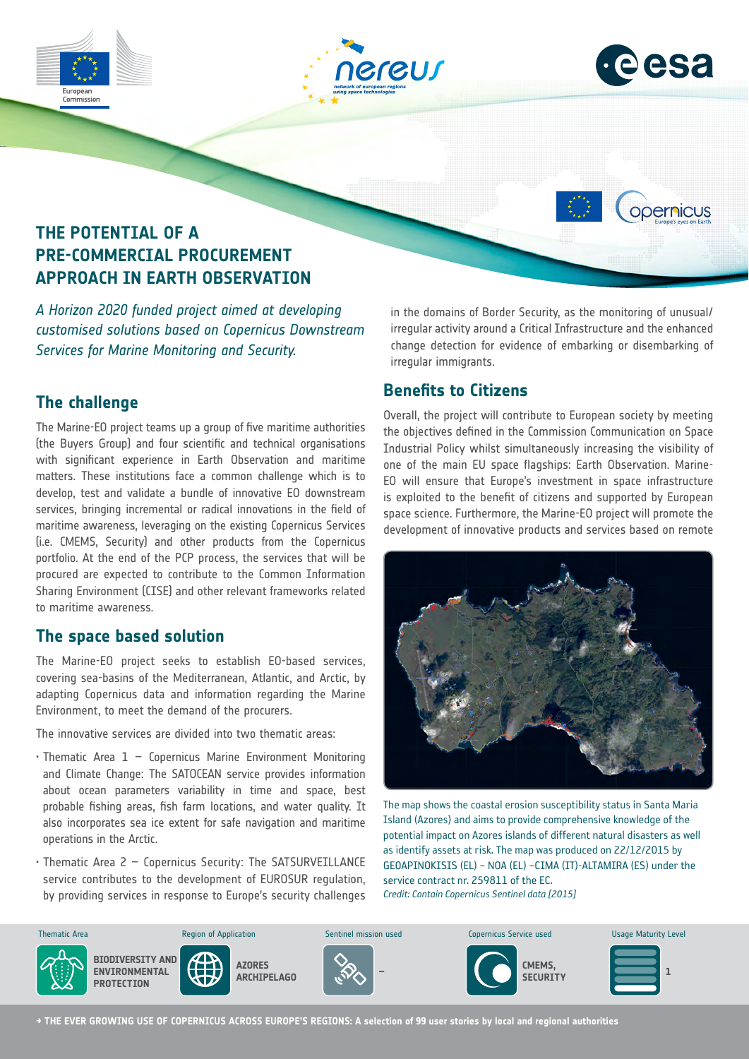# THE POTENTIAL OF A PRE-COMMERCIAL PROCUREMENT APPROACH IN EARTH OBSERVATION

*A Horizon 2020 funded project aimed at developing customised solutions based on Copernicus Downstream Services for Marine Monitoring and Security.*

## The challenge

The Marine-EO project teams up a group of five maritime authorities (the Buyers Group) and four scientific and technical organisations with significant experience in Earth Observation and maritime matters. These institutions face a common challenge which is to develop, test and validate a bundle of innovative EO downstream services, bringing incremental or radical innovations in the field of maritime awareness, leveraging on the existing Copernicus Services (i.e. CMEMS, Security) and other products from the Copernicus portfolio. At the end of the PCP process, the services that will be procured are expected to contribute to the Common Information Sharing Environment (CISE) and other relevant frameworks related to maritime awareness.

## The space based solution

The Marine-EO project seeks to establish EO-based services, covering sea-basins of the Mediterranean, Atlantic, and Arctic, by adapting Copernicus data and information regarding the Marine Environment, to meet the demand of the procurers.

The innovative services are divided into two thematic areas:

- Thematic Area 1 – Copernicus Marine Environment Monitoring and Climate Change: The SATOCEAN service provides information about ocean parameters variability in time and space, best probable fishing areas, fish farm locations, and water quality. It also incorporates sea ice extent for safe navigation and maritime operations in the Arctic.
- Thematic Area 2 – Copernicus Security: The SATSURVEILLANCE service contributes to the development of EUROSUR regulation, by providing services in response to Europe's security challenges in the domains of Border Security, as the monitoring of unusual/irregular activity around a Critical Infrastructure and the enhanced change detection for evidence of embarking or disembarking of irregular immigrants.

## Benefits to Citizens

Overall, the project will contribute to European society by meeting the objectives defined in the Commission Communication on Space Industrial Policy whilst simultaneously increasing the visibility of one of the main EU space flagships: Earth Observation. Marine-EO will ensure that Europe's investment in space infrastructure is exploited to the benefit of citizens and supported by European space science. Furthermore, the Marine-EO project will promote the development of innovative products and services based on remote

The map shows the coastal erosion susceptibility status in Santa Maria Island (Azores) and aims to provide comprehensive knowledge of the potential impact on Azores islands of different natural disasters as well as identify assets at risk. The map was produced on 22/12/2015 by GEOAPINOKISIS (EL) – NOA (EL) –CIMA (IT)-ALTAMIRA (ES) under the service contract nr. 259811 of the EC.
*Credit: Contain Copernicus Sentinel data [2015]*

| Thematic Area | Region of Application | Sentinel mission used | Copernicus Service used | Usage Maturity Level |
|---|---|---|---|---|
| BIODIVERSITY AND ENVIRONMENTAL PROTECTION | AZORES ARCHIPELAGO | – | CMEMS, SECURITY | 1 |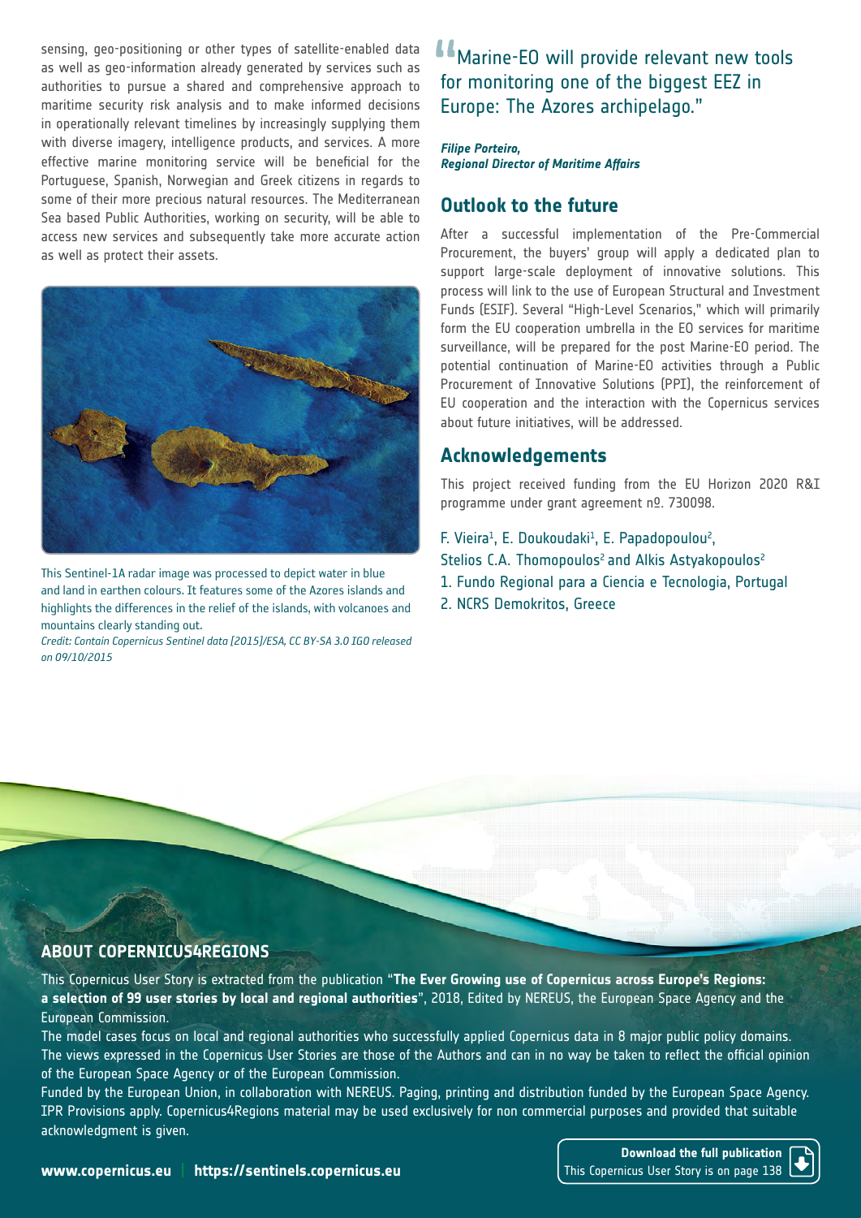sensing, geo-positioning or other types of satellite-enabled data as well as geo-information already generated by services such as authorities to pursue a shared and comprehensive approach to maritime security risk analysis and to make informed decisions in operationally relevant timelines by increasingly supplying them with diverse imagery, intelligence products, and services. A more effective marine monitoring service will be beneficial for the Portuguese, Spanish, Norwegian and Greek citizens in regards to some of their more precious natural resources. The Mediterranean Sea based Public Authorities, working on security, will be able to access new services and subsequently take more accurate action as well as protect their assets.

This Sentinel-1A radar image was processed to depict water in blue and land in earthen colours. It features some of the Azores islands and highlights the differences in the relief of the islands, with volcanoes and mountains clearly standing out.

*Credit: Contain Copernicus Sentinel data [2015]/ESA, CC BY-SA 3.0 IGO released on 09/10/2015*

"Marine-EO will provide relevant new tools for monitoring one of the biggest EEZ in Europe: The Azores archipelago."

***Filipe Porteiro,***
***Regional Director of Maritime Affairs***

## Outlook to the future

After a successful implementation of the Pre-Commercial Procurement, the buyers' group will apply a dedicated plan to support large-scale deployment of innovative solutions. This process will link to the use of European Structural and Investment Funds (ESIF). Several "High-Level Scenarios," which will primarily form the EU cooperation umbrella in the EO services for maritime surveillance, will be prepared for the post Marine-EO period. The potential continuation of Marine-EO activities through a Public Procurement of Innovative Solutions (PPI), the reinforcement of EU cooperation and the interaction with the Copernicus services about future initiatives, will be addressed.

## Acknowledgements

This project received funding from the EU Horizon 2020 R&I programme under grant agreement nº. 730098.

F. Vieira[1], E. Doukoudaki[1], E. Papadopoulou[2], Stelios C.A. Thomopoulos[2] and Alkis Astyakopoulos[2]

1. Fundo Regional para a Ciencia e Tecnologia, Portugal
2. NCRS Demokritos, Greece

## ABOUT COPERNICUS4REGIONS

This Copernicus User Story is extracted from the publication "**The Ever Growing use of Copernicus across Europe's Regions: a selection of 99 user stories by local and regional authorities**", 2018, Edited by NEREUS, the European Space Agency and the European Commission.

The model cases focus on local and regional authorities who successfully applied Copernicus data in 8 major public policy domains. The views expressed in the Copernicus User Stories are those of the Authors and can in no way be taken to reflect the official opinion of the European Space Agency or of the European Commission.

Funded by the European Union, in collaboration with NEREUS. Paging, printing and distribution funded by the European Space Agency. IPR Provisions apply. Copernicus4Regions material may be used exclusively for non commercial purposes and provided that suitable acknowledgment is given.

**www.copernicus.eu** | **https://sentinels.copernicus.eu**

**Download the full publication**
This Copernicus User Story is on page 138